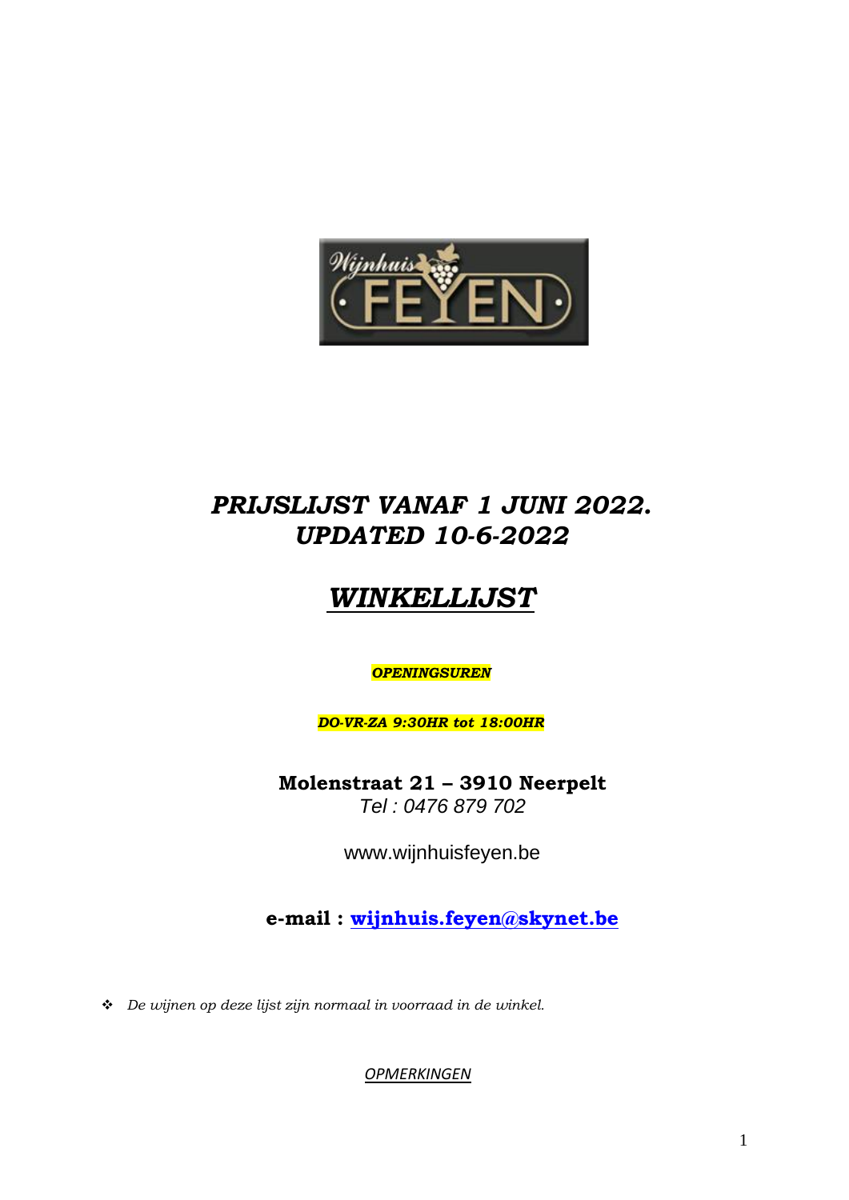# *PRIJSLIJST VANAF 1 JUNI 2022.*
# *UPDATED 10-6-2022*

# *WINKELLIJST*

***OPENINGSUREN***

***DO-VR-ZA 9:30HR tot 18:00HR***

**Molenstraat 21 – 3910 Neerpelt**
*Tel : 0476 879 702*

www.wijnhuisfeyen.be

**e-mail : wijnhuis.feyen@skynet.be**

- *De wijnen op deze lijst zijn normaal in voorraad in de winkel.*

*OPMERKINGEN*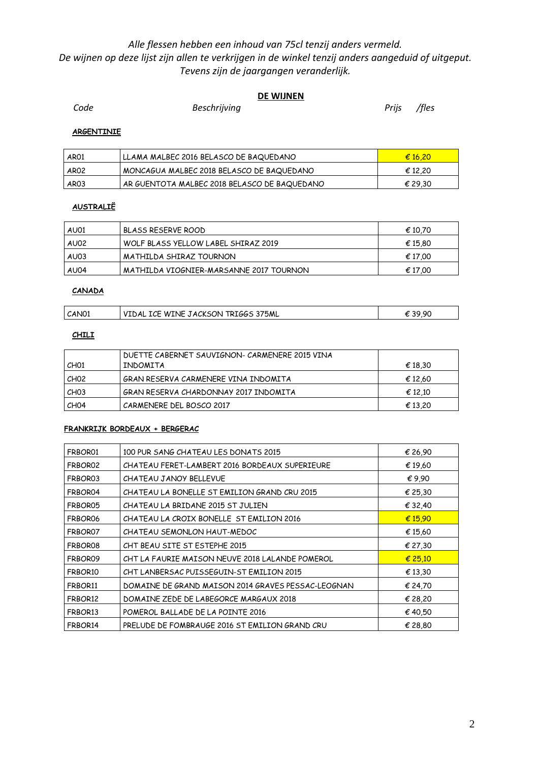*Alle flessen hebben een inhoud van 75cl tenzij anders vermeld.*
*De wijnen op deze lijst zijn allen te verkrijgen in de winkel tenzij anders aangeduid of uitgeput.*
*Tevens zijn de jaargangen veranderlijk.*

## DE WIJNEN

*Code* *Beschrijving* *Prijs /fles*

**ARGENTINIE**

| Code | Beschrijving | Prijs /fles |
|---|---|---|
| AR01 | LLAMA MALBEC 2016 BELASCO DE BAQUEDANO | € 16,20 |
| AR02 | MONCAGUA MALBEC 2018 BELASCO DE BAQUEDANO | € 12,20 |
| AR03 | AR GUENTOTA MALBEC 2018 BELASCO DE BAQUEDANO | € 29,30 |

**AUSTRALIË**

| Code | Beschrijving | Prijs /fles |
|---|---|---|
| AU01 | BLASS RESERVE ROOD | € 10,70 |
| AU02 | WOLF BLASS YELLOW LABEL SHIRAZ 2019 | € 15,80 |
| AU03 | MATHILDA SHIRAZ TOURNON | € 17,00 |
| AU04 | MATHILDA VIOGNIER-MARSANNE 2017 TOURNON | € 17,00 |

**CANADA**

| Code | Beschrijving | Prijs /fles |
|---|---|---|
| CAN01 | VIDAL ICE WINE JACKSON TRIGGS 375ML | € 39,90 |

**CHILI**

| Code | Beschrijving | Prijs /fles |
|---|---|---|
| CH01 | DUETTE CABERNET SAUVIGNON- CARMENERE 2015 VINA INDOMITA | € 18,30 |
| CH02 | GRAN RESERVA CARMENERE VINA INDOMITA | € 12,60 |
| CH03 | GRAN RESERVA CHARDONNAY 2017 INDOMITA | € 12,10 |
| CH04 | CARMENERE DEL BOSCO 2017 | € 13,20 |

**FRANKRIJK BORDEAUX + BERGERAC**

| Code | Beschrijving | Prijs /fles |
|---|---|---|
| FRBOR01 | 100 PUR SANG CHATEAU LES DONATS 2015 | € 26,90 |
| FRBOR02 | CHATEAU FERET-LAMBERT 2016 BORDEAUX SUPERIEURE | € 19,60 |
| FRBOR03 | CHATEAU JANOY BELLEVUE | € 9,90 |
| FRBOR04 | CHATEAU LA BONELLE ST EMILION GRAND CRU 2015 | € 25,30 |
| FRBOR05 | CHATEAU LA BRIDANE 2015 ST JULIEN | € 32,40 |
| FRBOR06 | CHATEAU LA CROIX BONELLE ST EMILION 2016 | € 15,90 |
| FRBOR07 | CHATEAU SEMONLON HAUT-MEDOC | € 15,60 |
| FRBOR08 | CHT BEAU SITE ST ESTEPHE 2015 | € 27,30 |
| FRBOR09 | CHT LA FAURIE MAISON NEUVE 2018 LALANDE POMEROL | € 25,10 |
| FRBOR10 | CHT LANBERSAC PUISSEGUIN-ST EMILION 2015 | € 13,30 |
| FRBOR11 | DOMAINE DE GRAND MAISON 2014 GRAVES PESSAC-LEOGNAN | € 24,70 |
| FRBOR12 | DOMAINE ZEDE DE LABEGORCE MARGAUX 2018 | € 28,20 |
| FRBOR13 | POMEROL BALLADE DE LA POINTE 2016 | € 40,50 |
| FRBOR14 | PRELUDE DE FOMBRAUGE 2016 ST EMILION GRAND CRU | € 28,80 |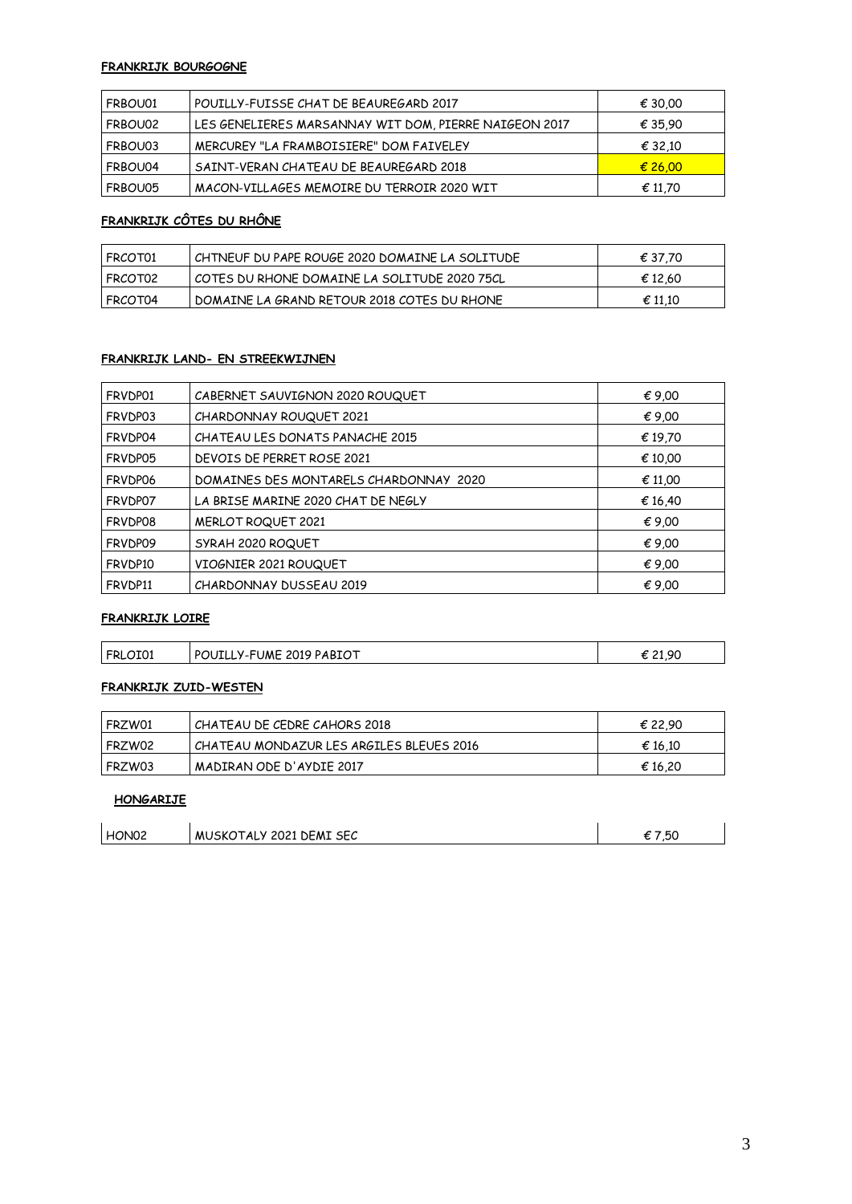**FRANKRIJK BOURGOGNE**

| | | |
|---|---|---|
| FRBOU01 | POUILLY-FUISSE CHAT DE BEAUREGARD 2017 | € 30,00 |
| FRBOU02 | LES GENELIERES MARSANNAY WIT DOM, PIERRE NAIGEON 2017 | € 35,90 |
| FRBOU03 | MERCUREY "LA FRAMBOISIERE" DOM FAIVELEY | € 32,10 |
| FRBOU04 | SAINT-VERAN CHATEAU DE BEAUREGARD 2018 | € 26,00 |
| FRBOU05 | MACON-VILLAGES MEMOIRE DU TERROIR 2020 WIT | € 11,70 |

**FRANKRIJK CÔTES DU RHÔNE**

| | | |
|---|---|---|
| FRCOT01 | CHTNEUF DU PAPE ROUGE 2020 DOMAINE LA SOLITUDE | € 37,70 |
| FRCOT02 | COTES DU RHONE DOMAINE LA SOLITUDE 2020 75CL | € 12,60 |
| FRCOT04 | DOMAINE LA GRAND RETOUR 2018 COTES DU RHONE | € 11,10 |

**FRANKRIJK LAND- EN STREEKWIJNEN**

| | | |
|---|---|---|
| FRVDP01 | CABERNET SAUVIGNON 2020 ROUQUET | € 9,00 |
| FRVDP03 | CHARDONNAY ROUQUET 2021 | € 9,00 |
| FRVDP04 | CHATEAU LES DONATS PANACHE 2015 | € 19,70 |
| FRVDP05 | DEVOIS DE PERRET ROSE 2021 | € 10,00 |
| FRVDP06 | DOMAINES DES MONTARELS CHARDONNAY 2020 | € 11,00 |
| FRVDP07 | LA BRISE MARINE 2020 CHAT DE NEGLY | € 16,40 |
| FRVDP08 | MERLOT ROQUET 2021 | € 9,00 |
| FRVDP09 | SYRAH 2020 ROQUET | € 9,00 |
| FRVDP10 | VIOGNIER 2021 ROUQUET | € 9,00 |
| FRVDP11 | CHARDONNAY DUSSEAU 2019 | € 9,00 |

**FRANKRIJK LOIRE**

| | | |
|---|---|---|
| FRLOI01 | POUILLY-FUME 2019 PABIOT | € 21,90 |

**FRANKRIJK ZUID-WESTEN**

| | | |
|---|---|---|
| FRZW01 | CHATEAU DE CEDRE CAHORS 2018 | € 22,90 |
| FRZW02 | CHATEAU MONDAZUR LES ARGILES BLEUES 2016 | € 16,10 |
| FRZW03 | MADIRAN ODE D'AYDIE 2017 | € 16,20 |

**HONGARIJE**

| | | |
|---|---|---|
| HON02 | MUSKOTALY 2021 DEMI SEC | € 7,50 |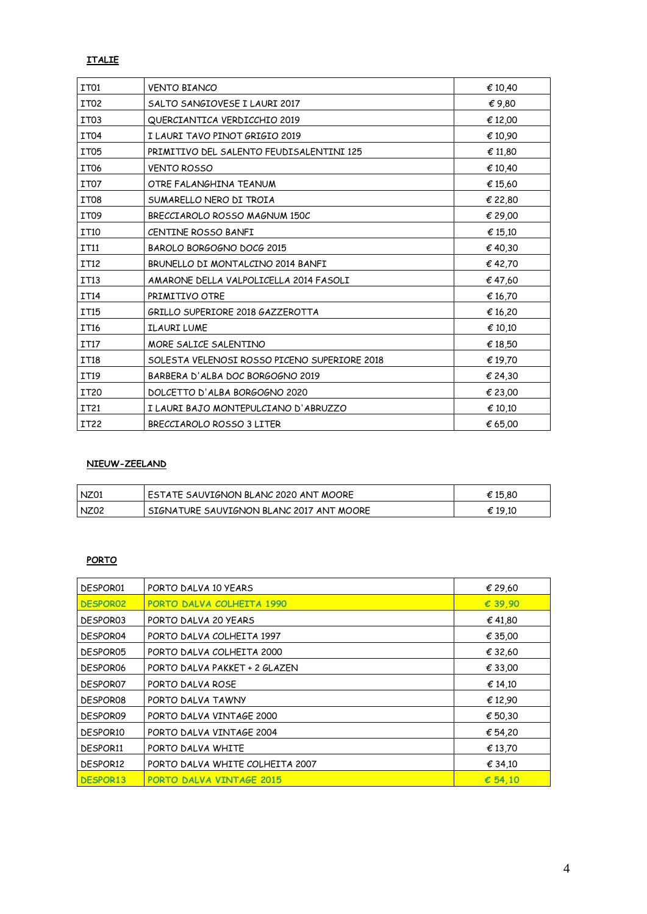**ITALIE**

| | | |
|---|---|---|
| IT01 | VENTO BIANCO | € 10,40 |
| IT02 | SALTO SANGIOVESE I LAURI 2017 | € 9,80 |
| IT03 | QUERCIANTICA VERDICCHIO 2019 | € 12,00 |
| IT04 | I LAURI TAVO PINOT GRIGIO 2019 | € 10,90 |
| IT05 | PRIMITIVO DEL SALENTO FEUDISALENTINI 125 | € 11,80 |
| IT06 | VENTO ROSSO | € 10,40 |
| IT07 | OTRE FALANGHINA TEANUM | € 15,60 |
| IT08 | SUMARELLO NERO DI TROIA | € 22,80 |
| IT09 | BRECCIAROLO ROSSO MAGNUM 150C | € 29,00 |
| IT10 | CENTINE ROSSO BANFI | € 15,10 |
| IT11 | BAROLO BORGOGNO DOCG 2015 | € 40,30 |
| IT12 | BRUNELLO DI MONTALCINO 2014 BANFI | € 42,70 |
| IT13 | AMARONE DELLA VALPOLICELLA 2014 FASOLI | € 47,60 |
| IT14 | PRIMITIVO OTRE | € 16,70 |
| IT15 | GRILLO SUPERIORE 2018 GAZZEROTTA | € 16,20 |
| IT16 | ILAURI LUME | € 10,10 |
| IT17 | MORE SALICE SALENTINO | € 18,50 |
| IT18 | SOLESTA VELENOSI ROSSO PICENO SUPERIORE 2018 | € 19,70 |
| IT19 | BARBERA D'ALBA DOC BORGOGNO 2019 | € 24,30 |
| IT20 | DOLCETTO D'ALBA BORGOGNO 2020 | € 23,00 |
| IT21 | I LAURI BAJO MONTEPULCIANO D'ABRUZZO | € 10,10 |
| IT22 | BRECCIAROLO ROSSO 3 LITER | € 65,00 |

**NIEUW-ZEELAND**

| | | |
|---|---|---|
| NZ01 | ESTATE SAUVIGNON BLANC 2020 ANT MOORE | € 15,80 |
| NZ02 | SIGNATURE SAUVIGNON BLANC 2017 ANT MOORE | € 19,10 |

**PORTO**

| | | |
|---|---|---|
| DESPOR01 | PORTO DALVA 10 YEARS | € 29,60 |
| DESPOR02 | PORTO DALVA COLHEITA 1990 | € 39,90 |
| DESPOR03 | PORTO DALVA 20 YEARS | € 41,80 |
| DESPOR04 | PORTO DALVA COLHEITA 1997 | € 35,00 |
| DESPOR05 | PORTO DALVA COLHEITA 2000 | € 32,60 |
| DESPOR06 | PORTO DALVA PAKKET + 2 GLAZEN | € 33,00 |
| DESPOR07 | PORTO DALVA ROSE | € 14,10 |
| DESPOR08 | PORTO DALVA TAWNY | € 12,90 |
| DESPOR09 | PORTO DALVA VINTAGE 2000 | € 50,30 |
| DESPOR10 | PORTO DALVA VINTAGE 2004 | € 54,20 |
| DESPOR11 | PORTO DALVA WHITE | € 13,70 |
| DESPOR12 | PORTO DALVA WHITE COLHEITA 2007 | € 34,10 |
| DESPOR13 | PORTO DALVA VINTAGE 2015 | € 54,10 |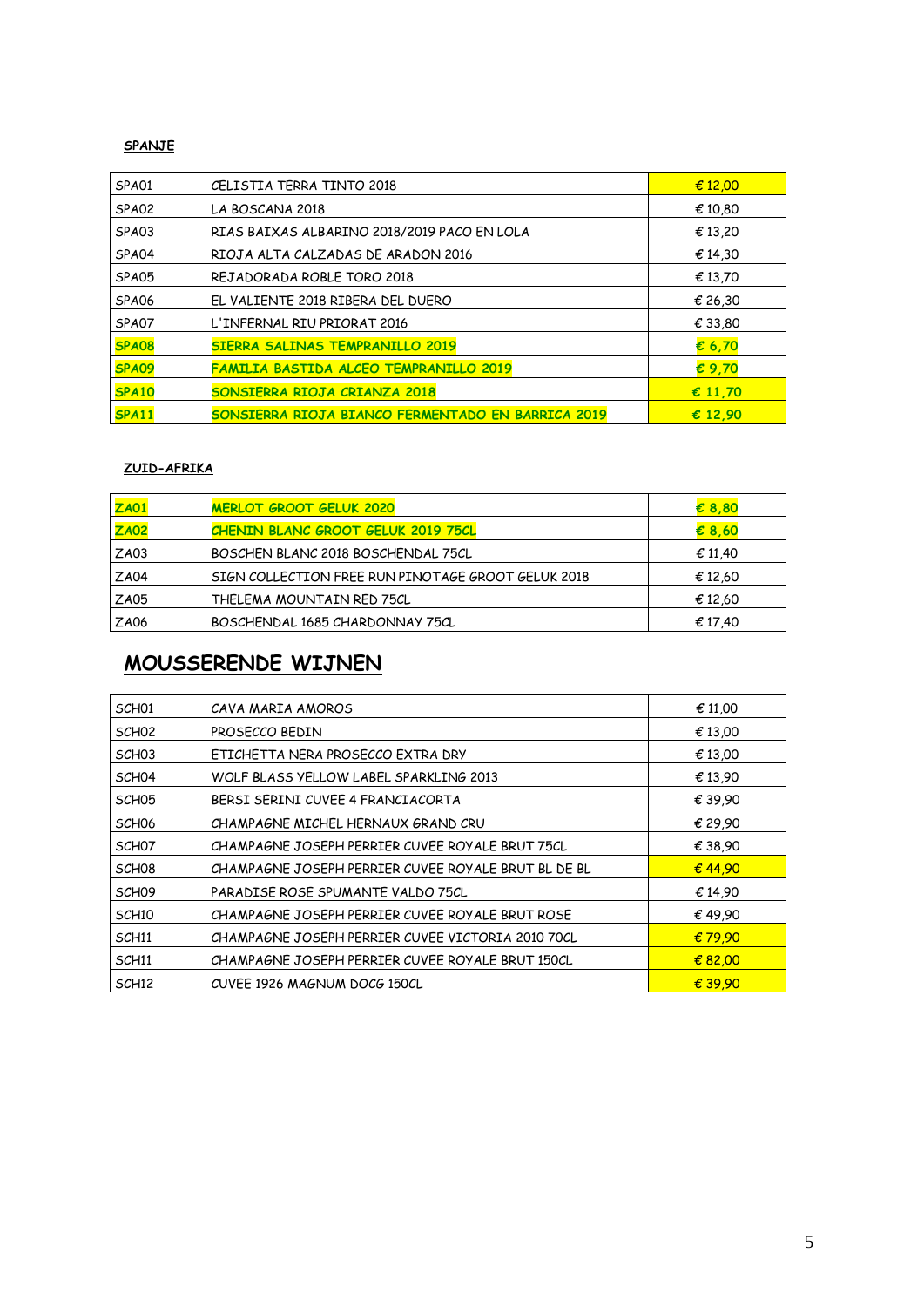**SPANJE**

| | | |
|---|---|---|
| SPA01 | CELISTIA TERRA TINTO 2018 | € 12,00 |
| SPA02 | LA BOSCANA 2018 | € 10,80 |
| SPA03 | RIAS BAIXAS ALBARINO 2018/2019 PACO EN LOLA | € 13,20 |
| SPA04 | RIOJA ALTA CALZADAS DE ARADON 2016 | € 14,30 |
| SPA05 | REJADORADA ROBLE TORO 2018 | € 13,70 |
| SPA06 | EL VALIENTE 2018 RIBERA DEL DUERO | € 26,30 |
| SPA07 | L'INFERNAL RIU PRIORAT 2016 | € 33,80 |
| **SPA08** | **SIERRA SALINAS TEMPRANILLO 2019** | **€ 6,70** |
| **SPA09** | **FAMILIA BASTIDA ALCEO TEMPRANILLO 2019** | **€ 9,70** |
| **SPA10** | **SONSIERRA RIOJA CRIANZA 2018** | **€ 11,70** |
| **SPA11** | **SONSIERRA RIOJA BIANCO FERMENTADO EN BARRICA 2019** | **€ 12,90** |

**ZUID-AFRIKA**

| | | |
|---|---|---|
| **ZA01** | **MERLOT GROOT GELUK 2020** | **€ 8,80** |
| **ZA02** | **CHENIN BLANC GROOT GELUK 2019 75CL** | **€ 8,60** |
| ZA03 | BOSCHEN BLANC 2018 BOSCHENDAL 75CL | € 11,40 |
| ZA04 | SIGN COLLECTION FREE RUN PINOTAGE GROOT GELUK 2018 | € 12,60 |
| ZA05 | THELEMA MOUNTAIN RED 75CL | € 12,60 |
| ZA06 | BOSCHENDAL 1685 CHARDONNAY 75CL | € 17,40 |

# MOUSSERENDE WIJNEN

| | | |
|---|---|---|
| SCH01 | CAVA MARIA AMOROS | € 11,00 |
| SCH02 | PROSECCO BEDIN | € 13,00 |
| SCH03 | ETICHETTA NERA PROSECCO EXTRA DRY | € 13,00 |
| SCH04 | WOLF BLASS YELLOW LABEL SPARKLING 2013 | € 13,90 |
| SCH05 | BERSI SERINI CUVEE 4 FRANCIACORTA | € 39,90 |
| SCH06 | CHAMPAGNE MICHEL HERNAUX GRAND CRU | € 29,90 |
| SCH07 | CHAMPAGNE JOSEPH PERRIER CUVEE ROYALE BRUT 75CL | € 38,90 |
| SCH08 | CHAMPAGNE JOSEPH PERRIER CUVEE ROYALE BRUT BL DE BL | € 44,90 |
| SCH09 | PARADISE ROSE SPUMANTE VALDO 75CL | € 14,90 |
| SCH10 | CHAMPAGNE JOSEPH PERRIER CUVEE ROYALE BRUT ROSE | € 49,90 |
| SCH11 | CHAMPAGNE JOSEPH PERRIER CUVEE VICTORIA 2010 70CL | € 79,90 |
| SCH11 | CHAMPAGNE JOSEPH PERRIER CUVEE ROYALE BRUT 150CL | € 82,00 |
| SCH12 | CUVEE 1926 MAGNUM DOCG 150CL | € 39,90 |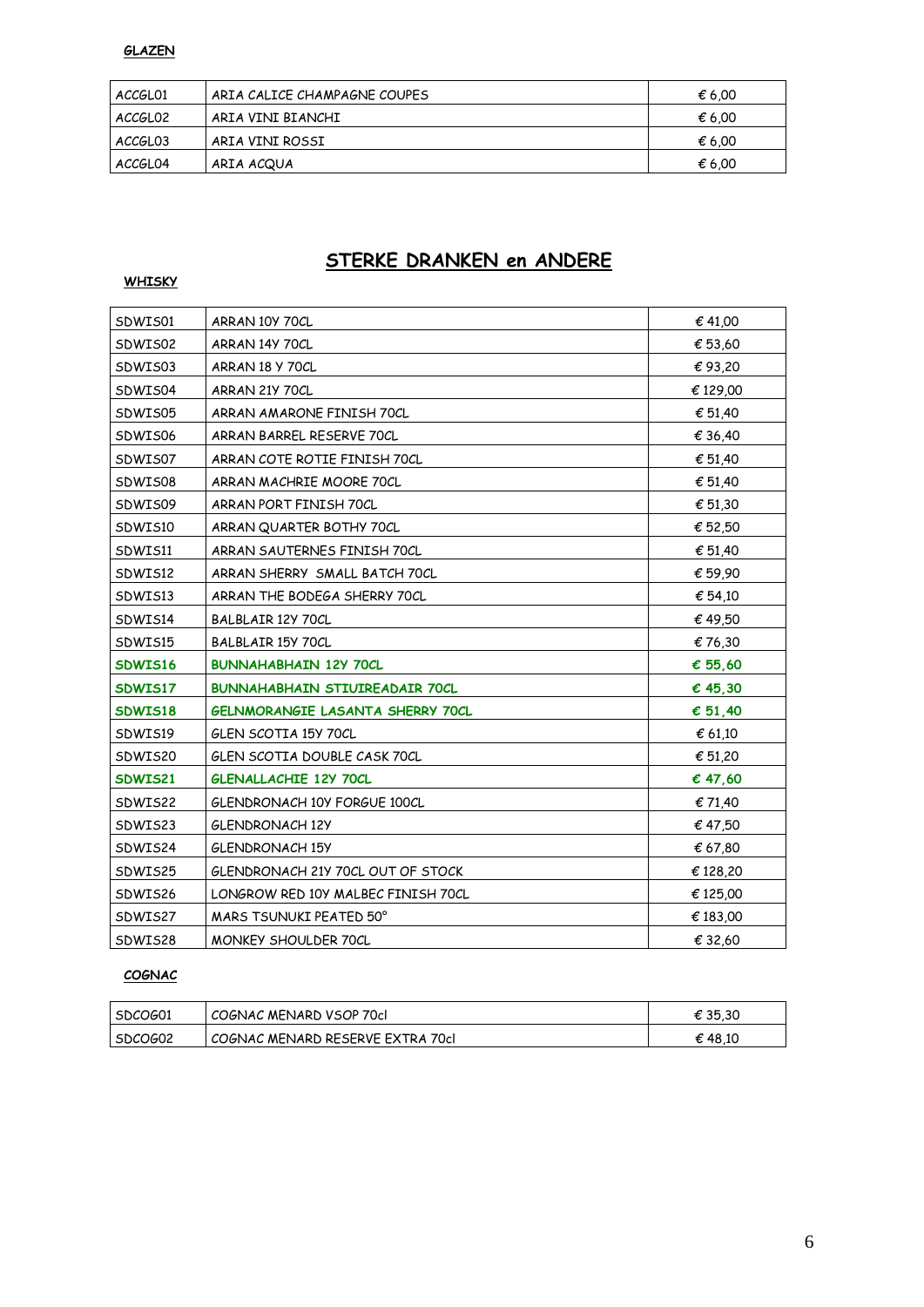**GLAZEN**

| ACCGL01 | ARIA CALICE CHAMPAGNE COUPES | € 6,00 |
|---|---|---|
| ACCGL02 | ARIA VINI BIANCHI | € 6,00 |
| ACCGL03 | ARIA VINI ROSSI | € 6,00 |
| ACCGL04 | ARIA ACQUA | € 6,00 |

## STERKE DRANKEN en ANDERE

**WHISKY**

| SDWIS01 | ARRAN 10Y 70CL | € 41,00 |
|---|---|---|
| SDWIS02 | ARRAN 14Y 70CL | € 53,60 |
| SDWIS03 | ARRAN 18 Y 70CL | € 93,20 |
| SDWIS04 | ARRAN 21Y 70CL | € 129,00 |
| SDWIS05 | ARRAN AMARONE FINISH 70CL | € 51,40 |
| SDWIS06 | ARRAN BARREL RESERVE 70CL | € 36,40 |
| SDWIS07 | ARRAN COTE ROTIE FINISH 70CL | € 51,40 |
| SDWIS08 | ARRAN MACHRIE MOORE 70CL | € 51,40 |
| SDWIS09 | ARRAN PORT FINISH 70CL | € 51,30 |
| SDWIS10 | ARRAN QUARTER BOTHY 70CL | € 52,50 |
| SDWIS11 | ARRAN SAUTERNES FINISH 70CL | € 51,40 |
| SDWIS12 | ARRAN SHERRY SMALL BATCH 70CL | € 59,90 |
| SDWIS13 | ARRAN THE BODEGA SHERRY 70CL | € 54,10 |
| SDWIS14 | BALBLAIR 12Y 70CL | € 49,50 |
| SDWIS15 | BALBLAIR 15Y 70CL | € 76,30 |
| **SDWIS16** | **BUNNAHABHAIN 12Y 70CL** | **€ 55,60** |
| **SDWIS17** | **BUNNAHABHAIN STIUIREADAIR 70CL** | **€ 45,30** |
| **SDWIS18** | **GELNMORANGIE LASANTA SHERRY 70CL** | **€ 51,40** |
| SDWIS19 | GLEN SCOTIA 15Y 70CL | € 61,10 |
| SDWIS20 | GLEN SCOTIA DOUBLE CASK 70CL | € 51,20 |
| **SDWIS21** | **GLENALLACHIE 12Y 70CL** | **€ 47,60** |
| SDWIS22 | GLENDRONACH 10Y FORGUE 100CL | € 71,40 |
| SDWIS23 | GLENDRONACH 12Y | € 47,50 |
| SDWIS24 | GLENDRONACH 15Y | € 67,80 |
| SDWIS25 | GLENDRONACH 21Y 70CL OUT OF STOCK | € 128,20 |
| SDWIS26 | LONGROW RED 10Y MALBEC FINISH 70CL | € 125,00 |
| SDWIS27 | MARS TSUNUKI PEATED 50° | € 183,00 |
| SDWIS28 | MONKEY SHOULDER 70CL | € 32,60 |

**COGNAC**

| SDCOG01 | COGNAC MENARD VSOP 70cl | € 35,30 |
|---|---|---|
| SDCOG02 | COGNAC MENARD RESERVE EXTRA 70cl | € 48,10 |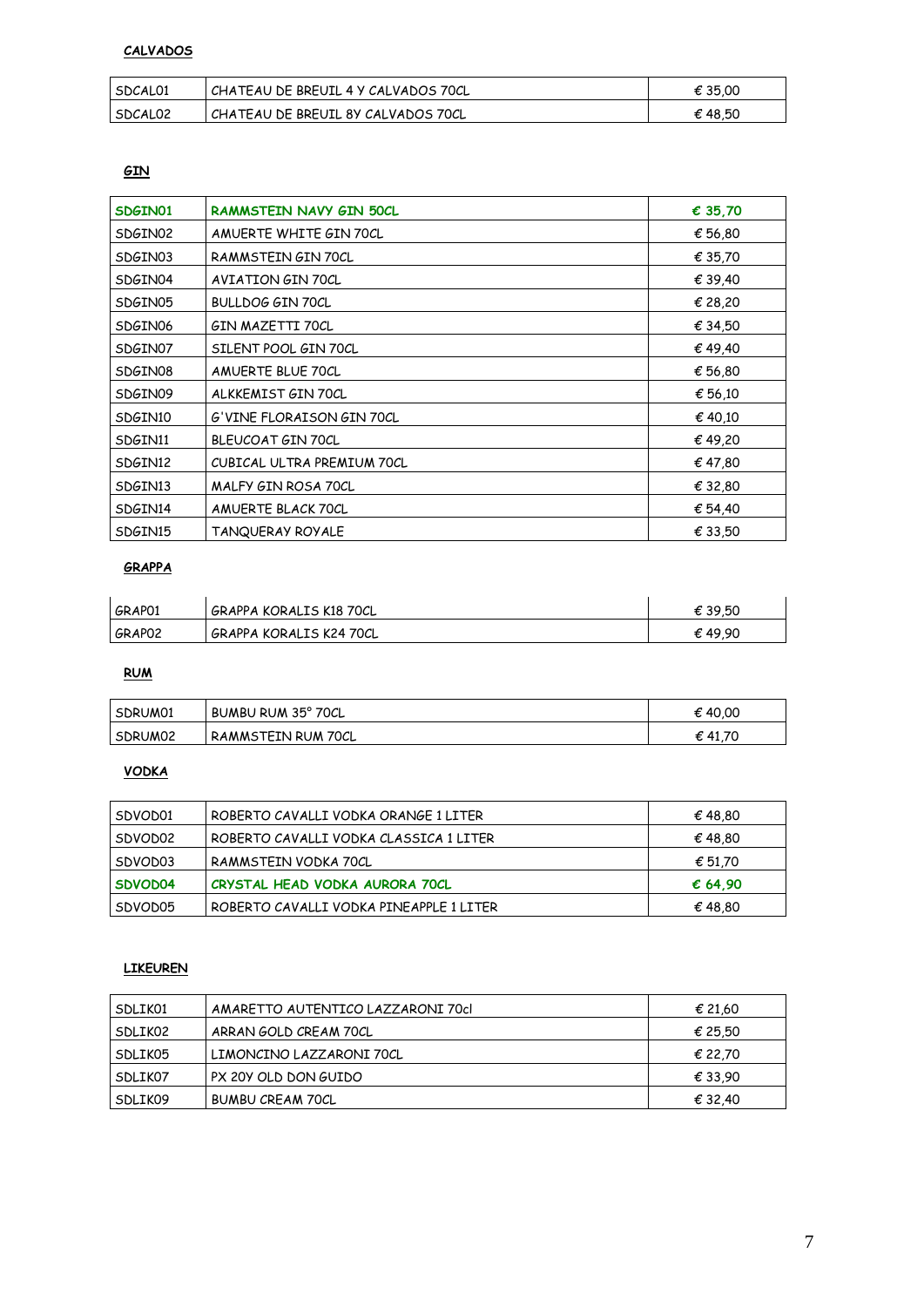**CALVADOS**

| | | |
|---|---|---|
| SDCAL01 | CHATEAU DE BREUIL 4 Y CALVADOS 70CL | € 35,00 |
| SDCAL02 | CHATEAU DE BREUIL 8Y CALVADOS 70CL | € 48,50 |

**GIN**

| | | |
|---|---|---|
| **SDGIN01** | **RAMMSTEIN NAVY GIN 50CL** | **€ 35,70** |
| SDGIN02 | AMUERTE WHITE GIN 70CL | € 56,80 |
| SDGIN03 | RAMMSTEIN GIN 70CL | € 35,70 |
| SDGIN04 | AVIATION GIN 70CL | € 39,40 |
| SDGIN05 | BULLDOG GIN 70CL | € 28,20 |
| SDGIN06 | GIN MAZETTI 70CL | € 34,50 |
| SDGIN07 | SILENT POOL GIN 70CL | € 49,40 |
| SDGIN08 | AMUERTE BLUE 70CL | € 56,80 |
| SDGIN09 | ALKKEMIST GIN 70CL | € 56,10 |
| SDGIN10 | G'VINE FLORAISON GIN 70CL | € 40,10 |
| SDGIN11 | BLEUCOAT GIN 70CL | € 49,20 |
| SDGIN12 | CUBICAL ULTRA PREMIUM 70CL | € 47,80 |
| SDGIN13 | MALFY GIN ROSA 70CL | € 32,80 |
| SDGIN14 | AMUERTE BLACK 70CL | € 54,40 |
| SDGIN15 | TANQUERAY ROYALE | € 33,50 |

**GRAPPA**

| | | |
|---|---|---|
| GRAP01 | GRAPPA KORALIS K18 70CL | € 39,50 |
| GRAP02 | GRAPPA KORALIS K24 70CL | € 49,90 |

**RUM**

| | | |
|---|---|---|
| SDRUM01 | BUMBU RUM 35° 70CL | € 40,00 |
| SDRUM02 | RAMMSTEIN RUM 70CL | € 41,70 |

**VODKA**

| | | |
|---|---|---|
| SDVOD01 | ROBERTO CAVALLI VODKA ORANGE 1 LITER | € 48,80 |
| SDVOD02 | ROBERTO CAVALLI VODKA CLASSICA 1 LITER | € 48,80 |
| SDVOD03 | RAMMSTEIN VODKA 70CL | € 51,70 |
| **SDVOD04** | **CRYSTAL HEAD VODKA AURORA 70CL** | **€ 64,90** |
| SDVOD05 | ROBERTO CAVALLI VODKA PINEAPPLE 1 LITER | € 48,80 |

**LIKEUREN**

| | | |
|---|---|---|
| SDLIK01 | AMARETTO AUTENTICO LAZZARONI 70cl | € 21,60 |
| SDLIK02 | ARRAN GOLD CREAM 70CL | € 25,50 |
| SDLIK05 | LIMONCINO LAZZARONI 70CL | € 22,70 |
| SDLIK07 | PX 20Y OLD DON GUIDO | € 33,90 |
| SDLIK09 | BUMBU CREAM 70CL | € 32,40 |